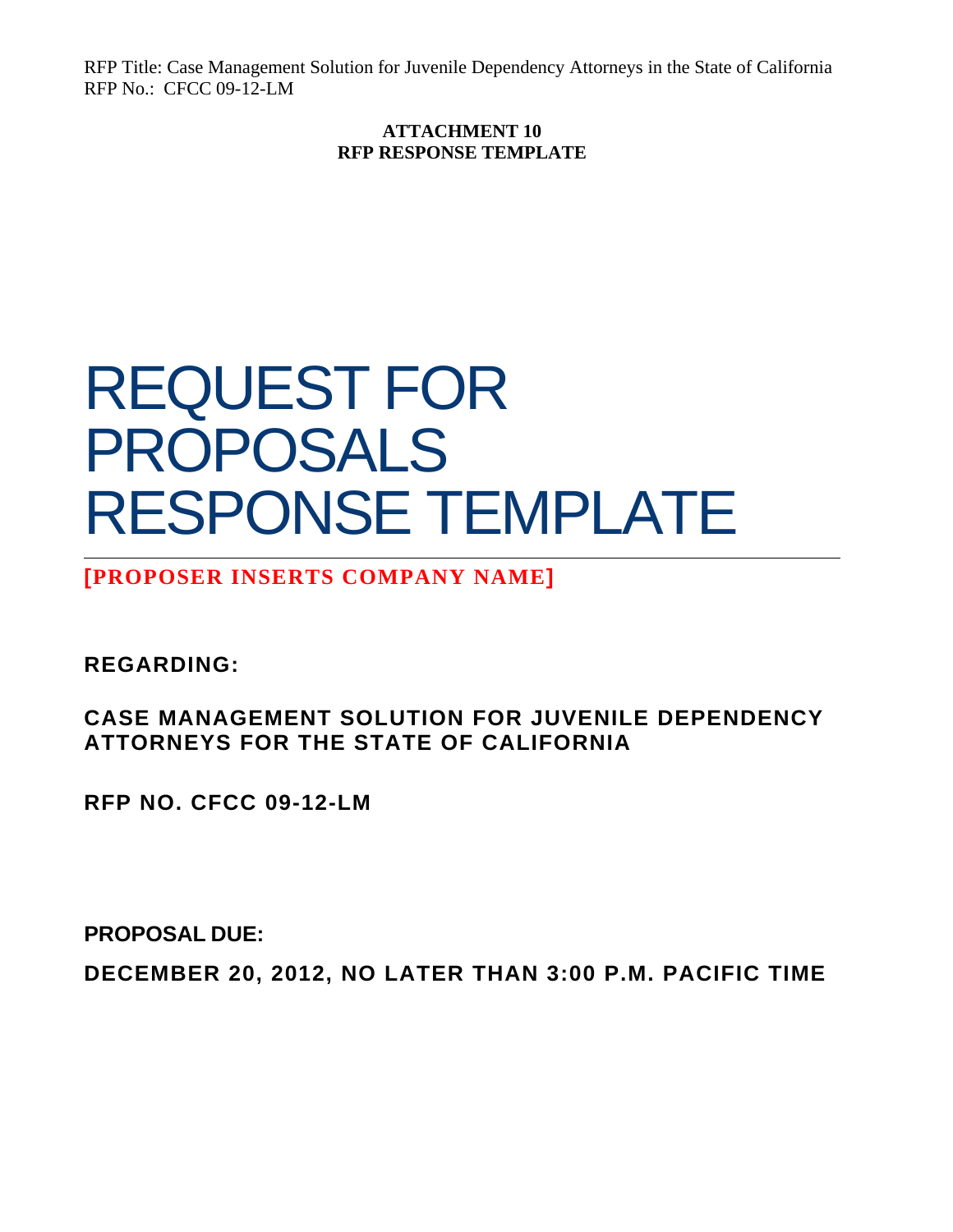RFP Title: Case Management Solution for Juvenile Dependency Attorneys in the State of California
RFP No.: CFCC 09-12-LM

**ATTACHMENT 10**
**RFP RESPONSE TEMPLATE**

# REQUEST FOR PROPOSALS RESPONSE TEMPLATE

**[PROPOSER INSERTS COMPANY NAME]**

**REGARDING:**

**CASE MANAGEMENT SOLUTION FOR JUVENILE DEPENDENCY ATTORNEYS FOR THE STATE OF CALIFORNIA**

**RFP NO. CFCC 09-12-LM**

**PROPOSAL DUE:**

**DECEMBER 20, 2012, NO LATER THAN 3:00 P.M. PACIFIC TIME**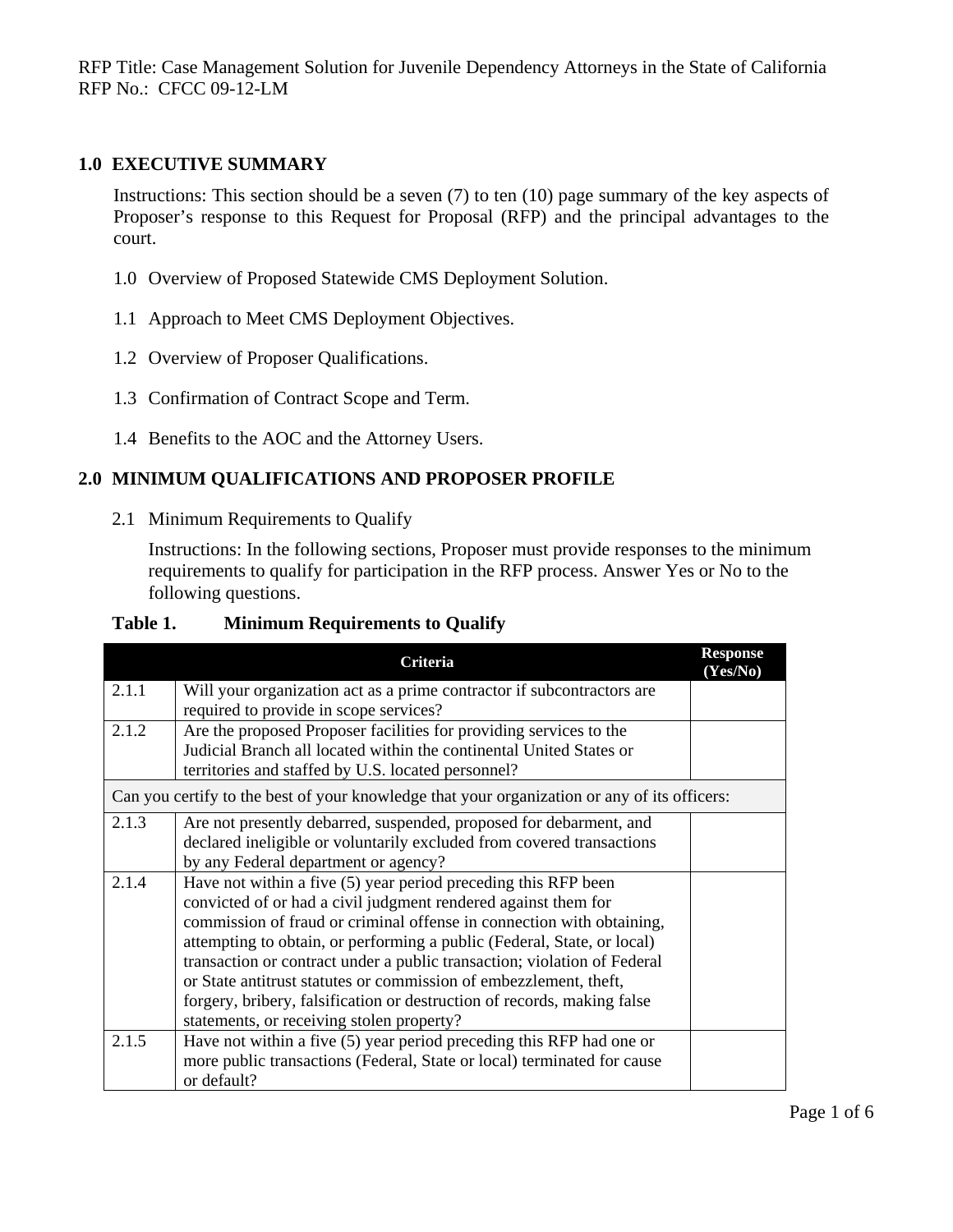RFP Title: Case Management Solution for Juvenile Dependency Attorneys in the State of California
RFP No.: CFCC 09-12-LM

## 1.0 EXECUTIVE SUMMARY

Instructions: This section should be a seven (7) to ten (10) page summary of the key aspects of Proposer's response to this Request for Proposal (RFP) and the principal advantages to the court.

1.0 Overview of Proposed Statewide CMS Deployment Solution.

1.1 Approach to Meet CMS Deployment Objectives.

1.2 Overview of Proposer Qualifications.

1.3 Confirmation of Contract Scope and Term.

1.4 Benefits to the AOC and the Attorney Users.

## 2.0 MINIMUM QUALIFICATIONS AND PROPOSER PROFILE

2.1 Minimum Requirements to Qualify

Instructions: In the following sections, Proposer must provide responses to the minimum requirements to qualify for participation in the RFP process. Answer Yes or No to the following questions.

**Table 1. Minimum Requirements to Qualify**

| | Criteria | Response (Yes/No) |
|---|---|---|
| 2.1.1 | Will your organization act as a prime contractor if subcontractors are required to provide in scope services? | |
| 2.1.2 | Are the proposed Proposer facilities for providing services to the Judicial Branch all located within the continental United States or territories and staffed by U.S. located personnel? | |
| Can you certify to the best of your knowledge that your organization or any of its officers: | | |
| 2.1.3 | Are not presently debarred, suspended, proposed for debarment, and declared ineligible or voluntarily excluded from covered transactions by any Federal department or agency? | |
| 2.1.4 | Have not within a five (5) year period preceding this RFP been convicted of or had a civil judgment rendered against them for commission of fraud or criminal offense in connection with obtaining, attempting to obtain, or performing a public (Federal, State, or local) transaction or contract under a public transaction; violation of Federal or State antitrust statutes or commission of embezzlement, theft, forgery, bribery, falsification or destruction of records, making false statements, or receiving stolen property? | |
| 2.1.5 | Have not within a five (5) year period preceding this RFP had one or more public transactions (Federal, State or local) terminated for cause or default? | |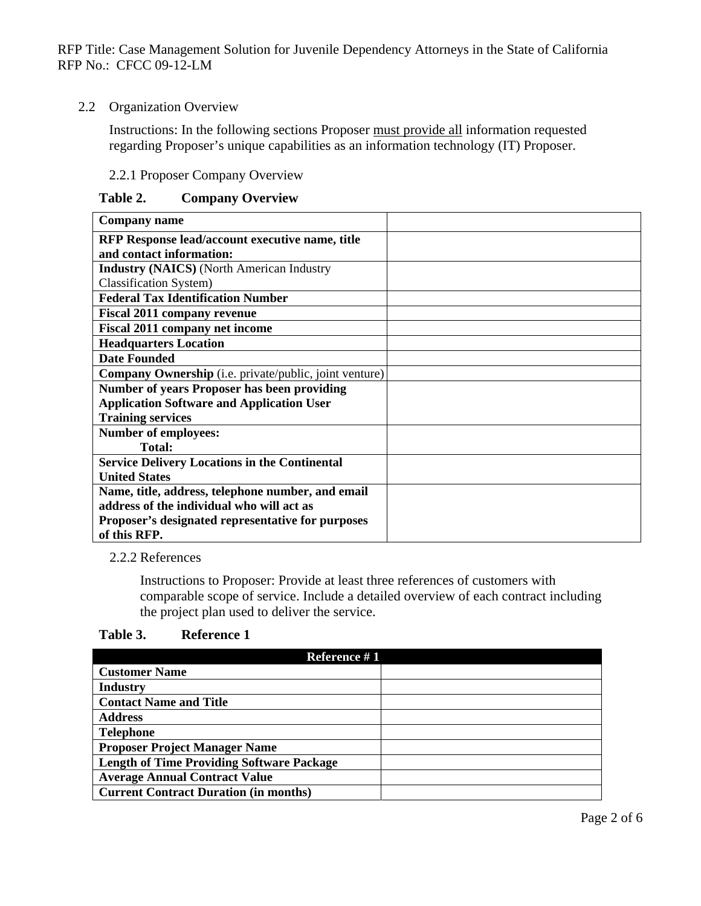## 2.2 Organization Overview

Instructions: In the following sections Proposer must provide all information requested regarding Proposer's unique capabilities as an information technology (IT) Proposer.

### 2.2.1 Proposer Company Overview

**Table 2. Company Overview**

| **Company name** | |
|---|---|
| **RFP Response lead/account executive name, title and contact information:** | |
| **Industry (NAICS)** (North American Industry Classification System) | |
| **Federal Tax Identification Number** | |
| **Fiscal 2011 company revenue** | |
| **Fiscal 2011 company net income** | |
| **Headquarters Location** | |
| **Date Founded** | |
| **Company Ownership** (i.e. private/public, joint venture) | |
| **Number of years Proposer has been providing Application Software and Application User Training services** | |
| **Number of employees: Total:** | |
| **Service Delivery Locations in the Continental United States** | |
| **Name, title, address, telephone number, and email address of the individual who will act as Proposer's designated representative for purposes of this RFP.** | |

### 2.2.2 References

Instructions to Proposer: Provide at least three references of customers with comparable scope of service. Include a detailed overview of each contract including the project plan used to deliver the service.

**Table 3. Reference 1**

| **Reference # 1** | |
|---|---|
| **Customer Name** | |
| **Industry** | |
| **Contact Name and Title** | |
| **Address** | |
| **Telephone** | |
| **Proposer Project Manager Name** | |
| **Length of Time Providing Software Package** | |
| **Average Annual Contract Value** | |
| **Current Contract Duration (in months)** | |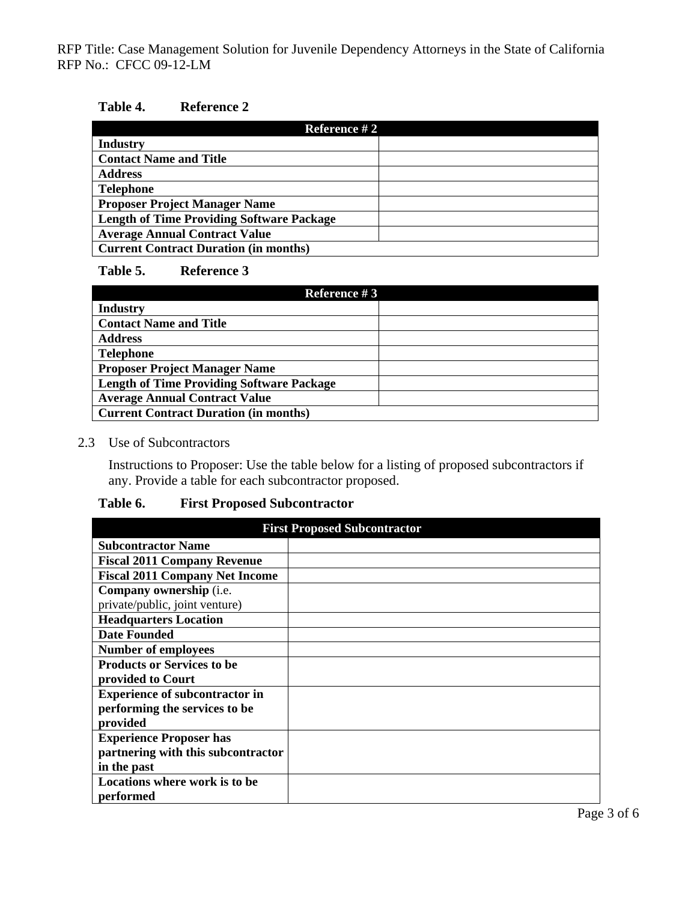**Table 4. Reference 2**

| Reference # 2 | |
|---|---|
| **Industry** | |
| **Contact Name and Title** | |
| **Address** | |
| **Telephone** | |
| **Proposer Project Manager Name** | |
| **Length of Time Providing Software Package** | |
| **Average Annual Contract Value** | |
| **Current Contract Duration (in months)** | |

**Table 5. Reference 3**

| Reference # 3 | |
|---|---|
| **Industry** | |
| **Contact Name and Title** | |
| **Address** | |
| **Telephone** | |
| **Proposer Project Manager Name** | |
| **Length of Time Providing Software Package** | |
| **Average Annual Contract Value** | |
| **Current Contract Duration (in months)** | |

2.3 Use of Subcontractors

Instructions to Proposer: Use the table below for a listing of proposed subcontractors if any. Provide a table for each subcontractor proposed.

**Table 6. First Proposed Subcontractor**

| First Proposed Subcontractor | |
|---|---|
| **Subcontractor Name** | |
| **Fiscal 2011 Company Revenue** | |
| **Fiscal 2011 Company Net Income** | |
| **Company ownership** (i.e. private/public, joint venture) | |
| **Headquarters Location** | |
| **Date Founded** | |
| **Number of employees** | |
| **Products or Services to be provided to Court** | |
| **Experience of subcontractor in performing the services to be provided** | |
| **Experience Proposer has partnering with this subcontractor in the past** | |
| **Locations where work is to be performed** | |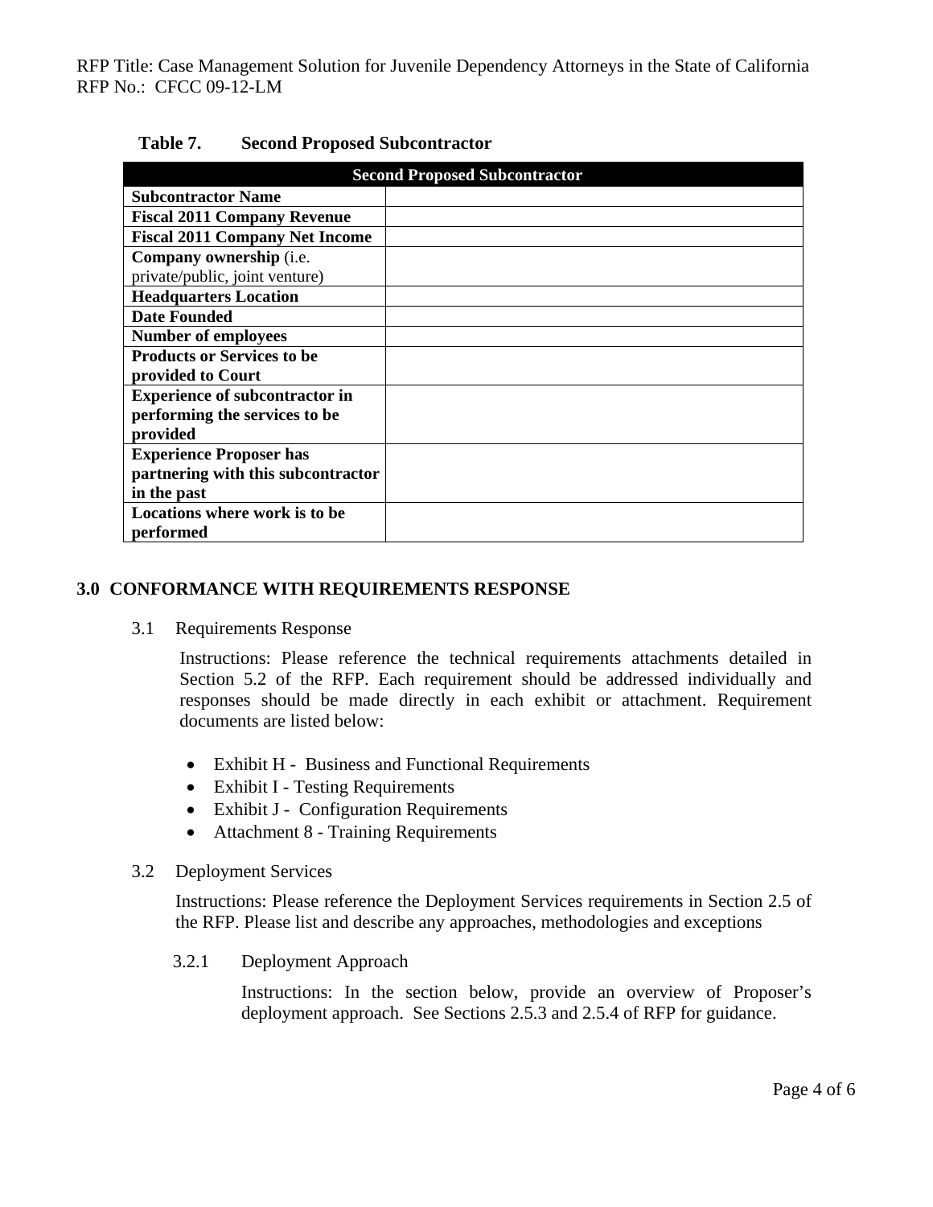**Table 7. Second Proposed Subcontractor**

| Second Proposed Subcontractor | |
|---|---|
| **Subcontractor Name** | |
| **Fiscal 2011 Company Revenue** | |
| **Fiscal 2011 Company Net Income** | |
| **Company ownership** (i.e. private/public, joint venture) | |
| **Headquarters Location** | |
| **Date Founded** | |
| **Number of employees** | |
| **Products or Services to be provided to Court** | |
| **Experience of subcontractor in performing the services to be provided** | |
| **Experience Proposer has partnering with this subcontractor in the past** | |
| **Locations where work is to be performed** | |

## 3.0 CONFORMANCE WITH REQUIREMENTS RESPONSE

### 3.1 Requirements Response

Instructions: Please reference the technical requirements attachments detailed in Section 5.2 of the RFP. Each requirement should be addressed individually and responses should be made directly in each exhibit or attachment. Requirement documents are listed below:

- Exhibit H - Business and Functional Requirements
- Exhibit I - Testing Requirements
- Exhibit J - Configuration Requirements
- Attachment 8 - Training Requirements

### 3.2 Deployment Services

Instructions: Please reference the Deployment Services requirements in Section 2.5 of the RFP. Please list and describe any approaches, methodologies and exceptions

#### 3.2.1 Deployment Approach

Instructions: In the section below, provide an overview of Proposer's deployment approach. See Sections 2.5.3 and 2.5.4 of RFP for guidance.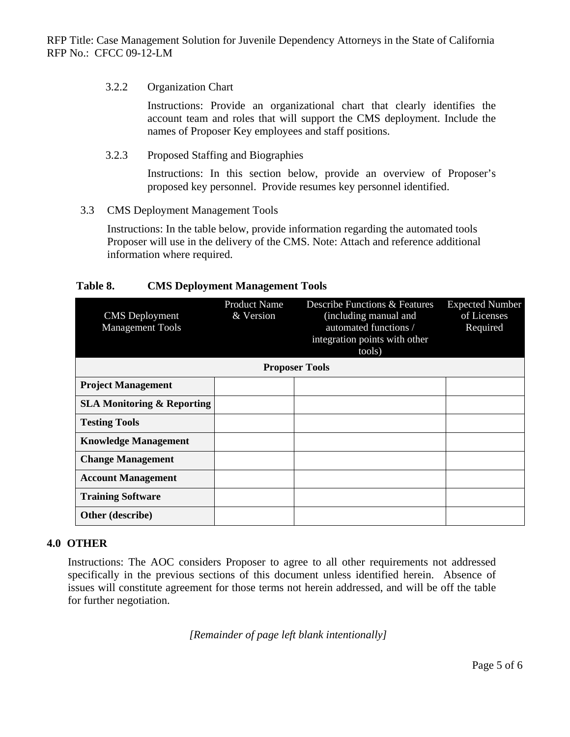### 3.2.2 Organization Chart

Instructions: Provide an organizational chart that clearly identifies the account team and roles that will support the CMS deployment. Include the names of Proposer Key employees and staff positions.

### 3.2.3 Proposed Staffing and Biographies

Instructions: In this section below, provide an overview of Proposer's proposed key personnel. Provide resumes key personnel identified.

## 3.3 CMS Deployment Management Tools

Instructions: In the table below, provide information regarding the automated tools Proposer will use in the delivery of the CMS. Note: Attach and reference additional information where required.

**Table 8. CMS Deployment Management Tools**

| CMS Deployment Management Tools | Product Name & Version | Describe Functions & Features (including manual and automated functions / integration points with other tools) | Expected Number of Licenses Required |
|---|---|---|---|
| **Proposer Tools** | | | |
| **Project Management** | | | |
| **SLA Monitoring & Reporting** | | | |
| **Testing Tools** | | | |
| **Knowledge Management** | | | |
| **Change Management** | | | |
| **Account Management** | | | |
| **Training Software** | | | |
| **Other (describe)** | | | |

# 4.0 OTHER

Instructions: The AOC considers Proposer to agree to all other requirements not addressed specifically in the previous sections of this document unless identified herein. Absence of issues will constitute agreement for those terms not herein addressed, and will be off the table for further negotiation.

*[Remainder of page left blank intentionally]*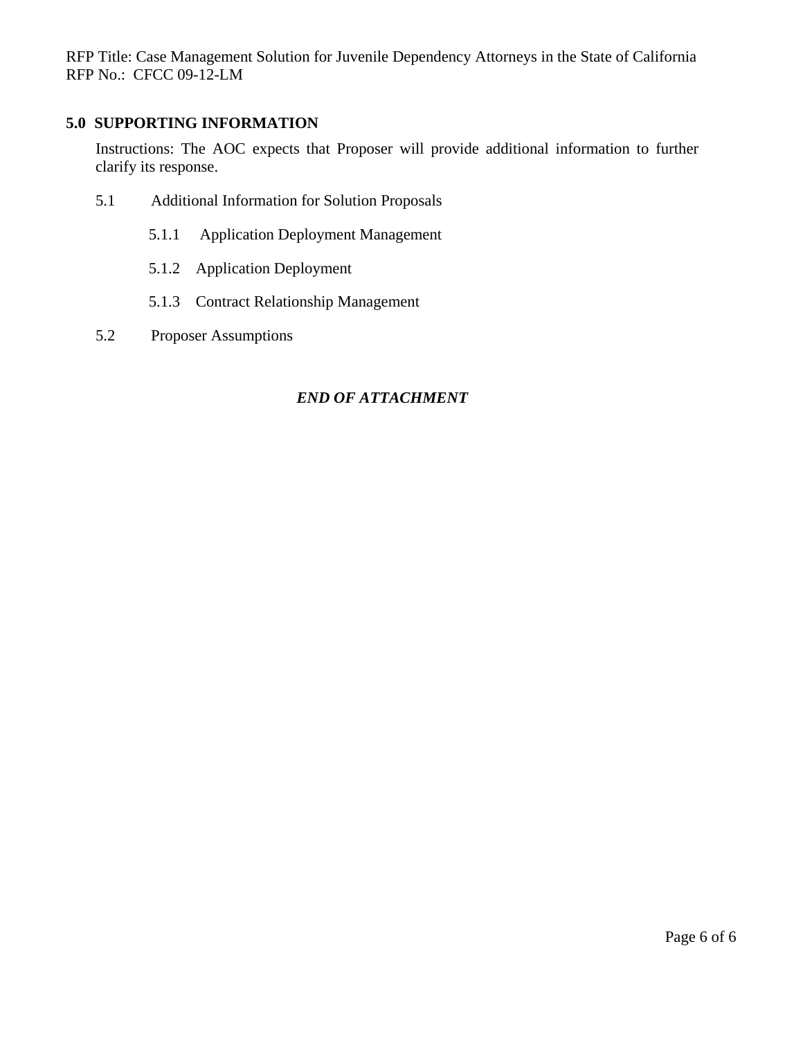## 5.0 SUPPORTING INFORMATION

Instructions: The AOC expects that Proposer will provide additional information to further clarify its response.

5.1 Additional Information for Solution Proposals

5.1.1 Application Deployment Management

5.1.2 Application Deployment

5.1.3 Contract Relationship Management

5.2 Proposer Assumptions

***END OF ATTACHMENT***